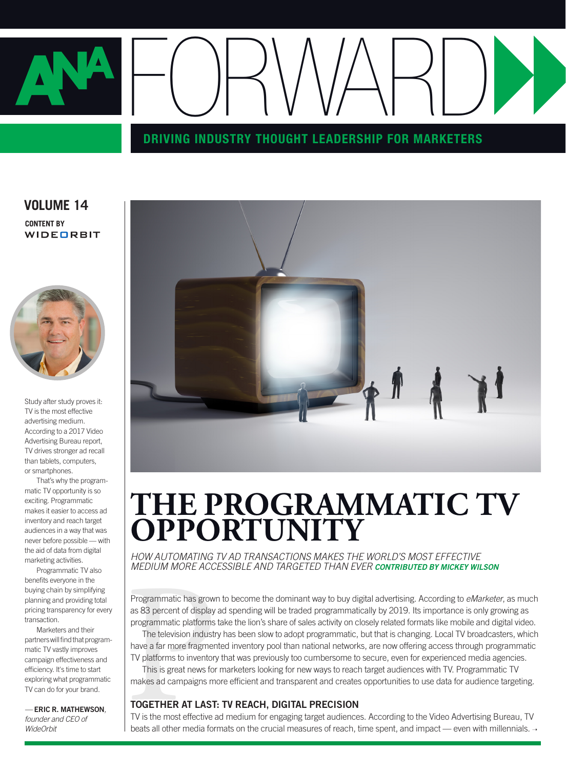# ANA FORWARD

**DRIVING INDUSTRY THOUGHT LEADERSHIP FOR MARKETERS**

## VOLUME 14

**CONTENT BY**
WIDEORBIT

Study after study proves it: TV is the most effective advertising medium. According to a 2017 Video Advertising Bureau report, TV drives stronger ad recall than tablets, computers, or smartphones.

That's why the programmatic TV opportunity is so exciting. Programmatic makes it easier to access ad inventory and reach target audiences in a way that was never before possible — with the aid of data from digital marketing activities.

Programmatic TV also benefits everyone in the buying chain by simplifying planning and providing total pricing transparency for every transaction.

Marketers and their partners will find that programmatic TV vastly improves campaign effectiveness and efficiency. It's time to start exploring what programmatic TV can do for your brand.

— **ERIC R. MATHEWSON**, *founder and CEO of WideOrbit*

# THE PROGRAMMATIC TV OPPORTUNITY

*HOW AUTOMATING TV AD TRANSACTIONS MAKES THE WORLD'S MOST EFFECTIVE MEDIUM MORE ACCESSIBLE AND TARGETED THAN EVER* ***CONTRIBUTED BY MICKEY WILSON***

Programmatic has grown to become the dominant way to buy digital advertising. According to *eMarketer*, as much as 83 percent of display ad spending will be traded programmatically by 2019. Its importance is only growing as programmatic platforms take the lion's share of sales activity on closely related formats like mobile and digital video.

The television industry has been slow to adopt programmatic, but that is changing. Local TV broadcasters, which have a far more fragmented inventory pool than national networks, are now offering access through programmatic TV platforms to inventory that was previously too cumbersome to secure, even for experienced media agencies.

This is great news for marketers looking for new ways to reach target audiences with TV. Programmatic TV makes ad campaigns more efficient and transparent and creates opportunities to use data for audience targeting.

### TOGETHER AT LAST: TV REACH, DIGITAL PRECISION

TV is the most effective ad medium for engaging target audiences. According to the Video Advertising Bureau, TV beats all other media formats on the crucial measures of reach, time spent, and impact — even with millennials. →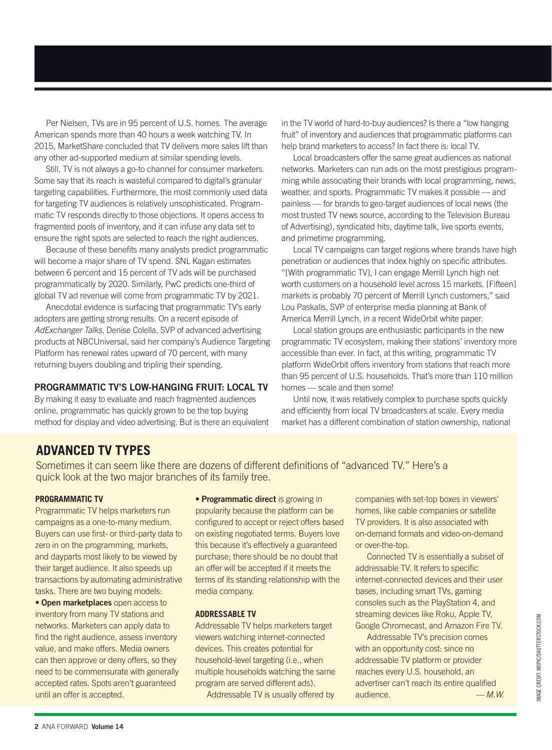Per Nielsen, TVs are in 95 percent of U.S. homes. The average American spends more than 40 hours a week watching TV. In 2015, MarketShare concluded that TV delivers more sales lift than any other ad-supported medium at similar spending levels.

Still, TV is not always a go-to channel for consumer marketers. Some say that its reach is wasteful compared to digital's granular targeting capabilities. Furthermore, the most commonly used data for targeting TV audiences is relatively unsophisticated. Programmatic TV responds directly to those objections. It opens access to fragmented pools of inventory, and it can infuse any data set to ensure the right spots are selected to reach the right audiences.

Because of these benefits many analysts predict programmatic will become a major share of TV spend. SNL Kagan estimates between 6 percent and 15 percent of TV ads will be purchased programmatically by 2020. Similarly, PwC predicts one-third of global TV ad revenue will come from programmatic TV by 2021.

Anecdotal evidence is surfacing that programmatic TV's early adopters are getting strong results. On a recent episode of *AdExchanger Talks*, Denise Colella, SVP of advanced advertising products at NBCUniversal, said her company's Audience Targeting Platform has renewal rates upward of 70 percent, with many returning buyers doubling and tripling their spending.

## PROGRAMMATIC TV'S LOW-HANGING FRUIT: LOCAL TV

By making it easy to evaluate and reach fragmented audiences online, programmatic has quickly grown to be the top buying method for display and video advertising. But is there an equivalent in the TV world of hard-to-buy audiences? Is there a "low hanging fruit" of inventory and audiences that programmatic platforms can help brand marketers to access? In fact there is: local TV.

Local broadcasters offer the same great audiences as national networks. Marketers can run ads on the most prestigious programming while associating their brands with local programming, news, weather, and sports. Programmatic TV makes it possible — and painless — for brands to geo-target audiences of local news (the most trusted TV news source, according to the Television Bureau of Advertising), syndicated hits, daytime talk, live sports events, and primetime programming.

Local TV campaigns can target regions where brands have high penetration or audiences that index highly on specific attributes. "[With programmatic TV], I can engage Merrill Lynch high net worth customers on a household level across 15 markets. [Fifteen] markets is probably 70 percent of Merrill Lynch customers," said Lou Paskalis, SVP of enterprise media planning at Bank of America Merrill Lynch, in a recent WideOrbit white paper.

Local station groups are enthusiastic participants in the new programmatic TV ecosystem, making their stations' inventory more accessible than ever. In fact, at this writing, programmatic TV platform WideOrbit offers inventory from stations that reach more than 95 percent of U.S. households. That's more than 110 million homes — scale and then some!

Until now, it was relatively complex to purchase spots quickly and efficiently from local TV broadcasters at scale. Every media market has a different combination of station ownership, national

## ADVANCED TV TYPES

Sometimes it can seem like there are dozens of different definitions of "advanced TV." Here's a quick look at the two major branches of its family tree.

### PROGRAMMATIC TV

Programmatic TV helps marketers run campaigns as a one-to-many medium. Buyers can use first- or third-party data to zero in on the programming, markets, and dayparts most likely to be viewed by their target audience. It also speeds up transactions by automating administrative tasks. There are two buying models:

- **Open marketplaces** open access to inventory from many TV stations and networks. Marketers can apply data to find the right audience, assess inventory value, and make offers. Media owners can then approve or deny offers, so they need to be commensurate with generally accepted rates. Spots aren't guaranteed until an offer is accepted.
- **Programmatic direct** is growing in popularity because the platform can be configured to accept or reject offers based on existing negotiated terms. Buyers love this because it's effectively a guaranteed purchase; there should be no doubt that an offer will be accepted if it meets the terms of its standing relationship with the media company.

### ADDRESSABLE TV

Addressable TV helps marketers target viewers watching internet-connected devices. This creates potential for household-level targeting (i.e., when multiple households watching the same program are served different ads).

Addressable TV is usually offered by companies with set-top boxes in viewers' homes, like cable companies or satellite TV providers. It is also associated with on-demand formats and video-on-demand or over-the-top.

Connected TV is essentially a subset of addressable TV. It refers to specific internet-connected devices and their user bases, including smart TVs, gaming consoles such as the PlayStation 4, and streaming devices like Roku, Apple TV, Google Chromecast, and Amazon Fire TV.

Addressable TV's precision comes with an opportunity cost: since no addressable TV platform or provider reaches every U.S. household, an advertiser can't reach its entire qualified audience. — *M.W.*

IMAGE CREDIT: MOPIC/SHUTTERSTOCK.COM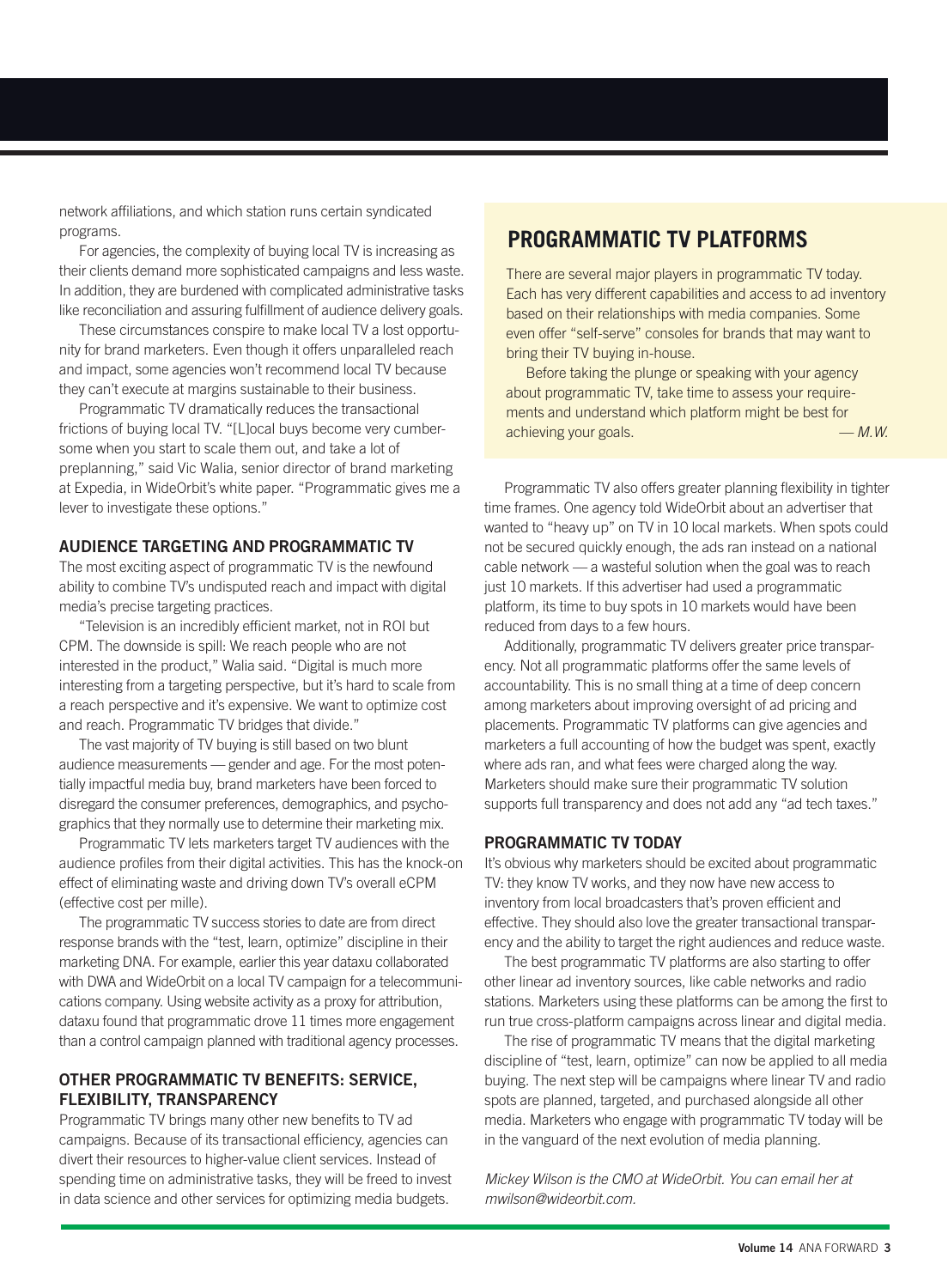network affiliations, and which station runs certain syndicated programs.

For agencies, the complexity of buying local TV is increasing as their clients demand more sophisticated campaigns and less waste. In addition, they are burdened with complicated administrative tasks like reconciliation and assuring fulfillment of audience delivery goals.

These circumstances conspire to make local TV a lost opportunity for brand marketers. Even though it offers unparalleled reach and impact, some agencies won't recommend local TV because they can't execute at margins sustainable to their business.

Programmatic TV dramatically reduces the transactional frictions of buying local TV. "[L]ocal buys become very cumbersome when you start to scale them out, and take a lot of preplanning," said Vic Walia, senior director of brand marketing at Expedia, in WideOrbit's white paper. "Programmatic gives me a lever to investigate these options."

### AUDIENCE TARGETING AND PROGRAMMATIC TV

The most exciting aspect of programmatic TV is the newfound ability to combine TV's undisputed reach and impact with digital media's precise targeting practices.

"Television is an incredibly efficient market, not in ROI but CPM. The downside is spill: We reach people who are not interested in the product," Walia said. "Digital is much more interesting from a targeting perspective, but it's hard to scale from a reach perspective and it's expensive. We want to optimize cost and reach. Programmatic TV bridges that divide."

The vast majority of TV buying is still based on two blunt audience measurements — gender and age. For the most potentially impactful media buy, brand marketers have been forced to disregard the consumer preferences, demographics, and psychographics that they normally use to determine their marketing mix.

Programmatic TV lets marketers target TV audiences with the audience profiles from their digital activities. This has the knock-on effect of eliminating waste and driving down TV's overall eCPM (effective cost per mille).

The programmatic TV success stories to date are from direct response brands with the "test, learn, optimize" discipline in their marketing DNA. For example, earlier this year dataxu collaborated with DWA and WideOrbit on a local TV campaign for a telecommunications company. Using website activity as a proxy for attribution, dataxu found that programmatic drove 11 times more engagement than a control campaign planned with traditional agency processes.

### OTHER PROGRAMMATIC TV BENEFITS: SERVICE, FLEXIBILITY, TRANSPARENCY

Programmatic TV brings many other new benefits to TV ad campaigns. Because of its transactional efficiency, agencies can divert their resources to higher-value client services. Instead of spending time on administrative tasks, they will be freed to invest in data science and other services for optimizing media budgets.

## PROGRAMMATIC TV PLATFORMS

There are several major players in programmatic TV today. Each has very different capabilities and access to ad inventory based on their relationships with media companies. Some even offer "self-serve" consoles for brands that may want to bring their TV buying in-house.

Before taking the plunge or speaking with your agency about programmatic TV, take time to assess your requirements and understand which platform might be best for achieving your goals. *— M.W.*

Programmatic TV also offers greater planning flexibility in tighter time frames. One agency told WideOrbit about an advertiser that wanted to "heavy up" on TV in 10 local markets. When spots could not be secured quickly enough, the ads ran instead on a national cable network — a wasteful solution when the goal was to reach just 10 markets. If this advertiser had used a programmatic platform, its time to buy spots in 10 markets would have been reduced from days to a few hours.

Additionally, programmatic TV delivers greater price transparency. Not all programmatic platforms offer the same levels of accountability. This is no small thing at a time of deep concern among marketers about improving oversight of ad pricing and placements. Programmatic TV platforms can give agencies and marketers a full accounting of how the budget was spent, exactly where ads ran, and what fees were charged along the way. Marketers should make sure their programmatic TV solution supports full transparency and does not add any "ad tech taxes."

### PROGRAMMATIC TV TODAY

It's obvious why marketers should be excited about programmatic TV: they know TV works, and they now have new access to inventory from local broadcasters that's proven efficient and effective. They should also love the greater transactional transparency and the ability to target the right audiences and reduce waste.

The best programmatic TV platforms are also starting to offer other linear ad inventory sources, like cable networks and radio stations. Marketers using these platforms can be among the first to run true cross-platform campaigns across linear and digital media.

The rise of programmatic TV means that the digital marketing discipline of "test, learn, optimize" can now be applied to all media buying. The next step will be campaigns where linear TV and radio spots are planned, targeted, and purchased alongside all other media. Marketers who engage with programmatic TV today will be in the vanguard of the next evolution of media planning.

*Mickey Wilson is the CMO at WideOrbit. You can email her at mwilson@wideorbit.com.*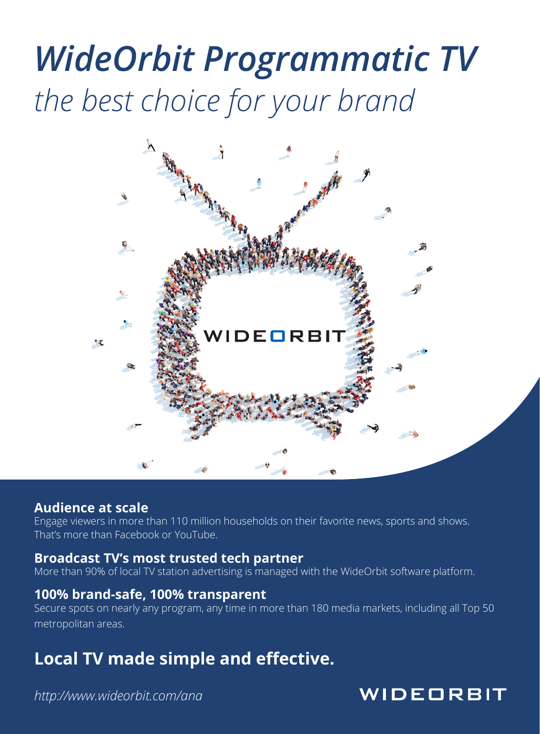# *WideOrbit Programmatic TV*

*the best choice for your brand*

WIDEORBIT

**Audience at scale**

Engage viewers in more than 110 million households on their favorite news, sports and shows. That's more than Facebook or YouTube.

**Broadcast TV's most trusted tech partner**

More than 90% of local TV station advertising is managed with the WideOrbit software platform.

**100% brand-safe, 100% transparent**

Secure spots on nearly any program, any time in more than 180 media markets, including all Top 50 metropolitan areas.

## Local TV made simple and effective.

*http://www.wideorbit.com/ana*

WIDEORBIT